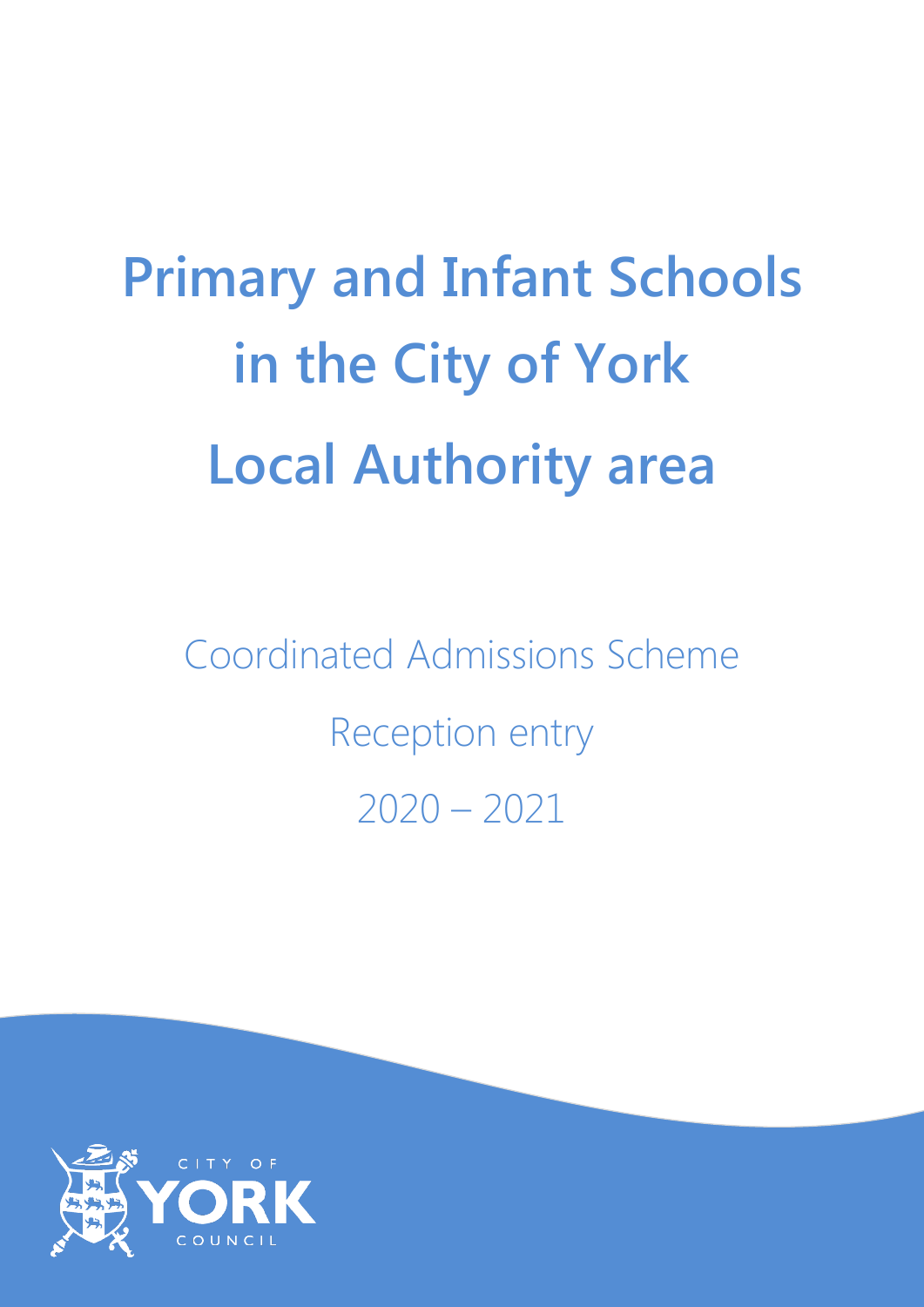# Primary and Infant Schools in the City of York Local Authority area

Coordinated Admissions Scheme

Reception entry

2020 – 2021

CITY OF YORK COUNCIL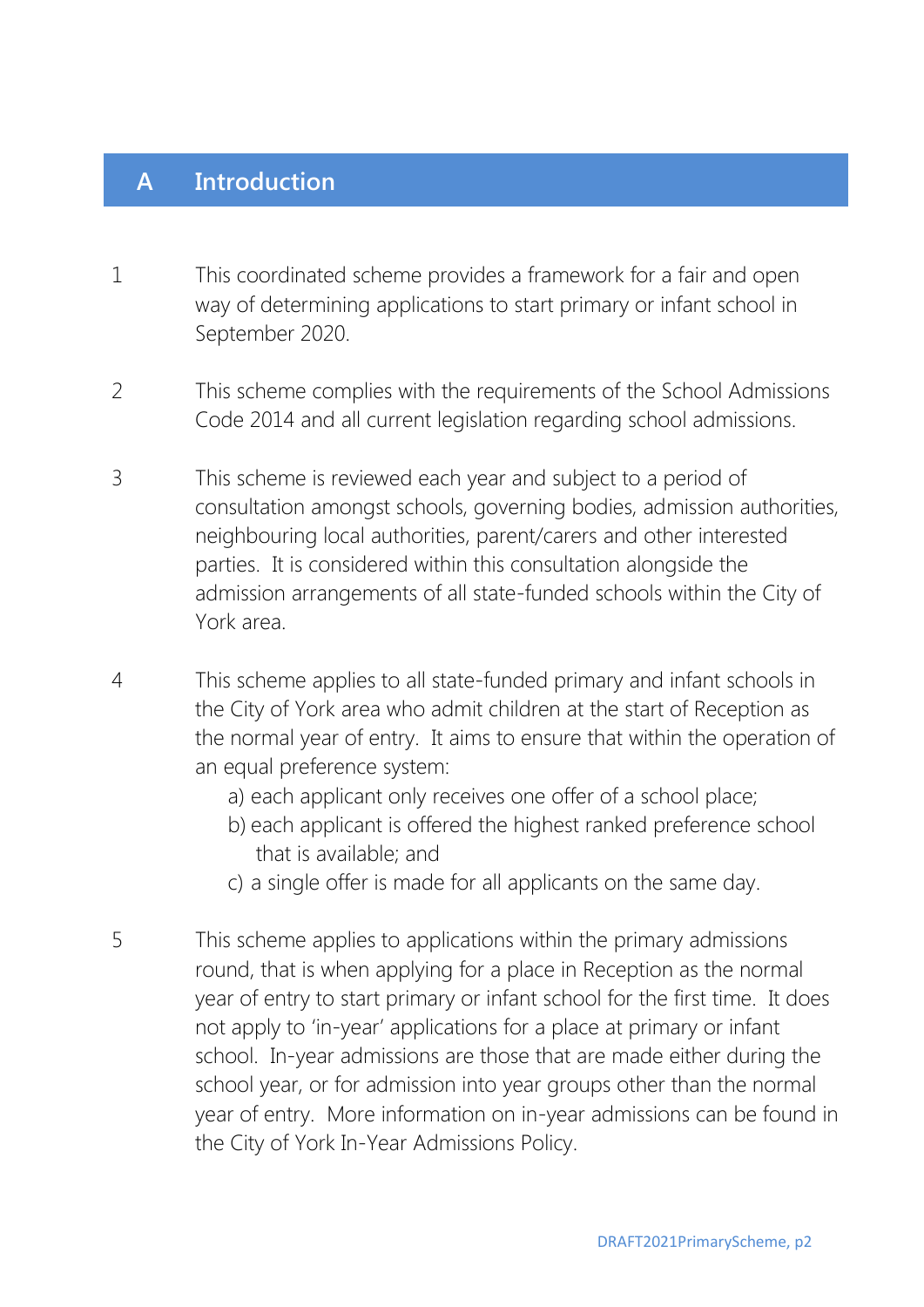## A Introduction

1. This coordinated scheme provides a framework for a fair and open way of determining applications to start primary or infant school in September 2020.

2. This scheme complies with the requirements of the School Admissions Code 2014 and all current legislation regarding school admissions.

3. This scheme is reviewed each year and subject to a period of consultation amongst schools, governing bodies, admission authorities, neighbouring local authorities, parent/carers and other interested parties. It is considered within this consultation alongside the admission arrangements of all state-funded schools within the City of York area.

4. This scheme applies to all state-funded primary and infant schools in the City of York area who admit children at the start of Reception as the normal year of entry. It aims to ensure that within the operation of an equal preference system:
   a) each applicant only receives one offer of a school place;
   b) each applicant is offered the highest ranked preference school that is available; and
   c) a single offer is made for all applicants on the same day.

5. This scheme applies to applications within the primary admissions round, that is when applying for a place in Reception as the normal year of entry to start primary or infant school for the first time. It does not apply to 'in-year' applications for a place at primary or infant school. In-year admissions are those that are made either during the school year, or for admission into year groups other than the normal year of entry. More information on in-year admissions can be found in the City of York In-Year Admissions Policy.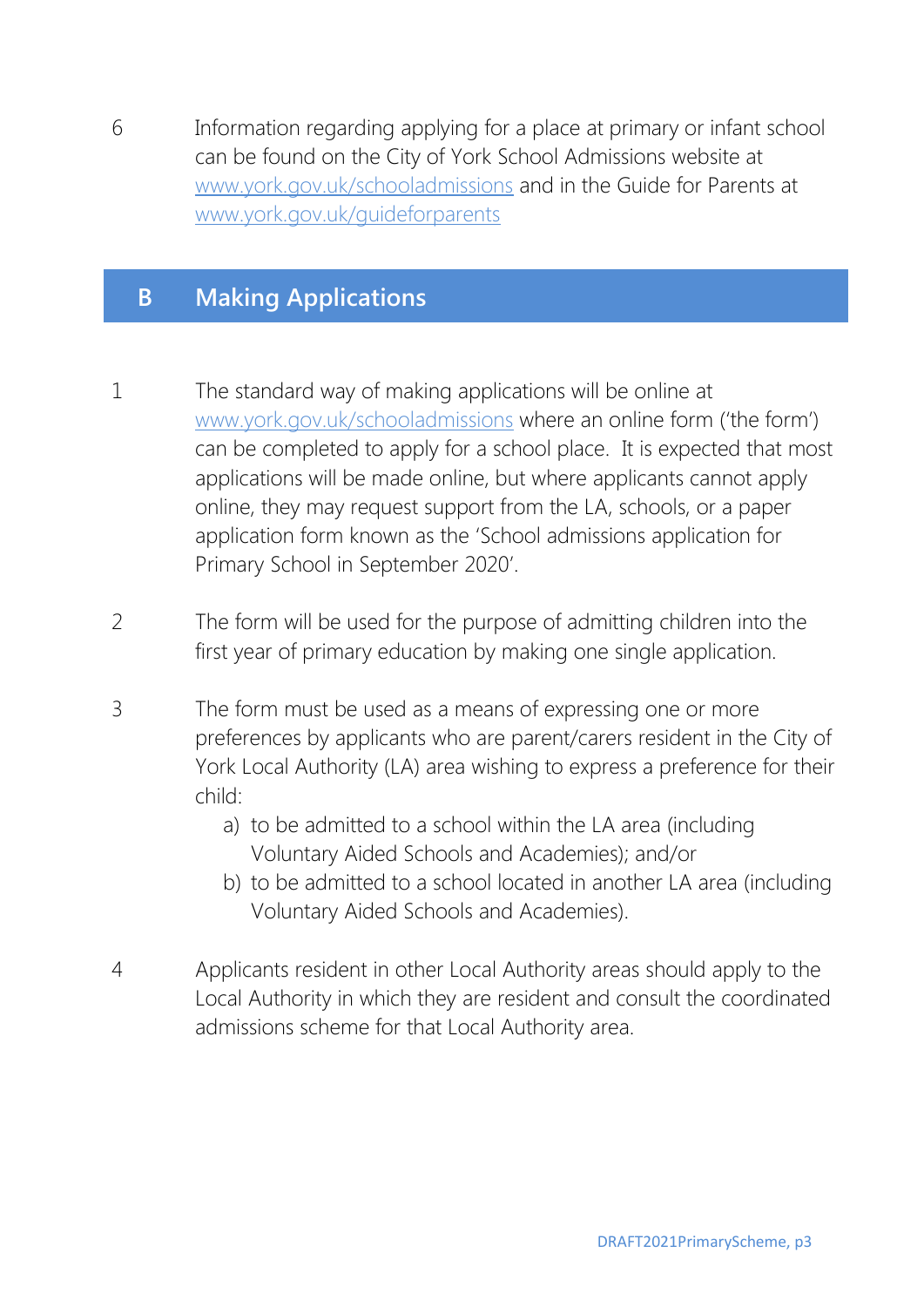6 Information regarding applying for a place at primary or infant school can be found on the City of York School Admissions website at www.york.gov.uk/schooladmissions and in the Guide for Parents at www.york.gov.uk/guideforparents

## B Making Applications

1 The standard way of making applications will be online at www.york.gov.uk/schooladmissions where an online form ('the form') can be completed to apply for a school place. It is expected that most applications will be made online, but where applicants cannot apply online, they may request support from the LA, schools, or a paper application form known as the 'School admissions application for Primary School in September 2020'.

2 The form will be used for the purpose of admitting children into the first year of primary education by making one single application.

3 The form must be used as a means of expressing one or more preferences by applicants who are parent/carers resident in the City of York Local Authority (LA) area wishing to express a preference for their child:

   a) to be admitted to a school within the LA area (including Voluntary Aided Schools and Academies); and/or
   b) to be admitted to a school located in another LA area (including Voluntary Aided Schools and Academies).

4 Applicants resident in other Local Authority areas should apply to the Local Authority in which they are resident and consult the coordinated admissions scheme for that Local Authority area.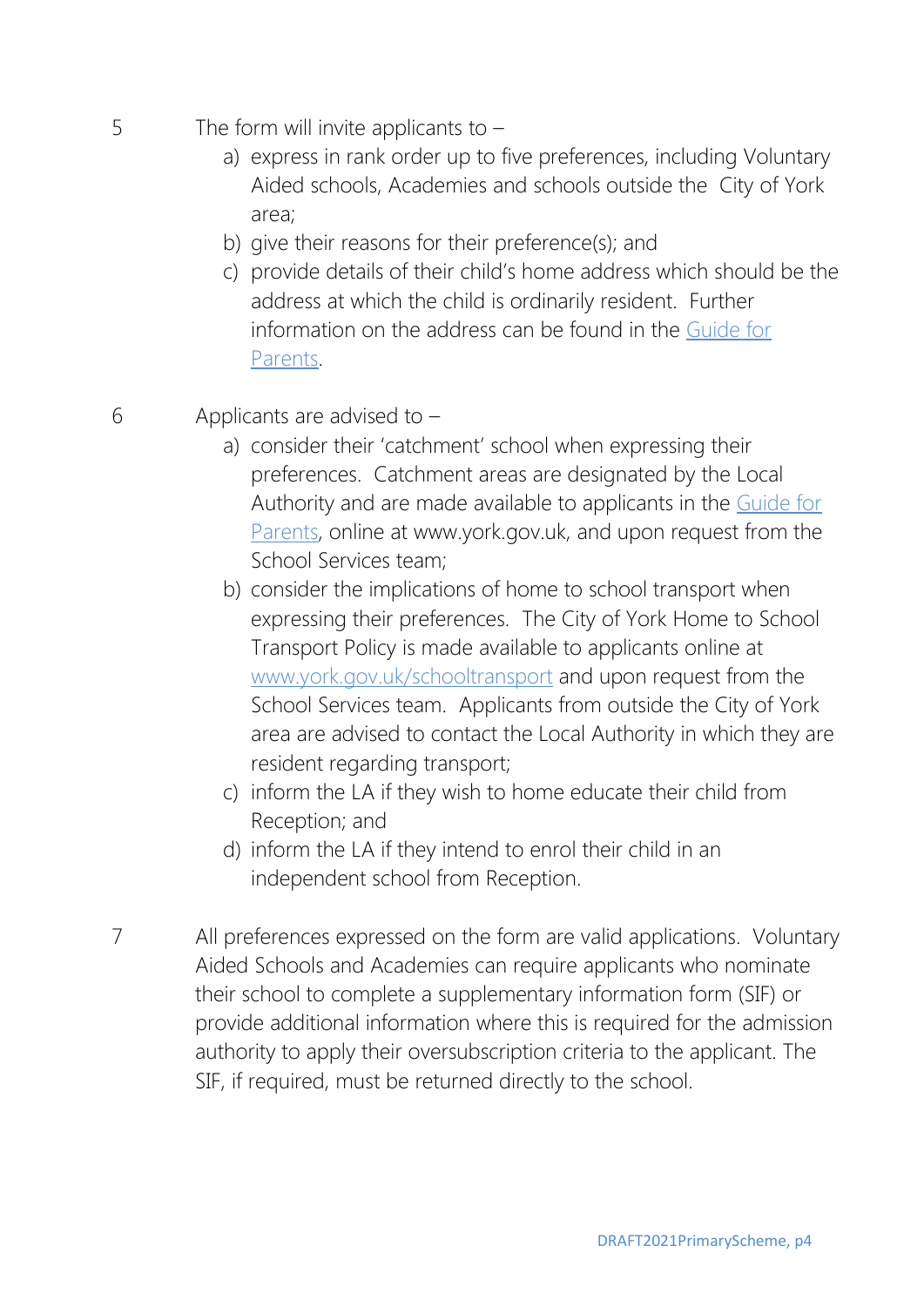5 The form will invite applicants to –

a) express in rank order up to five preferences, including Voluntary Aided schools, Academies and schools outside the City of York area;
b) give their reasons for their preference(s); and
c) provide details of their child's home address which should be the address at which the child is ordinarily resident. Further information on the address can be found in the Guide for Parents.

6 Applicants are advised to –

a) consider their 'catchment' school when expressing their preferences. Catchment areas are designated by the Local Authority and are made available to applicants in the Guide for Parents, online at www.york.gov.uk, and upon request from the School Services team;
b) consider the implications of home to school transport when expressing their preferences. The City of York Home to School Transport Policy is made available to applicants online at www.york.gov.uk/schooltransport and upon request from the School Services team. Applicants from outside the City of York area are advised to contact the Local Authority in which they are resident regarding transport;
c) inform the LA if they wish to home educate their child from Reception; and
d) inform the LA if they intend to enrol their child in an independent school from Reception.

7 All preferences expressed on the form are valid applications. Voluntary Aided Schools and Academies can require applicants who nominate their school to complete a supplementary information form (SIF) or provide additional information where this is required for the admission authority to apply their oversubscription criteria to the applicant. The SIF, if required, must be returned directly to the school.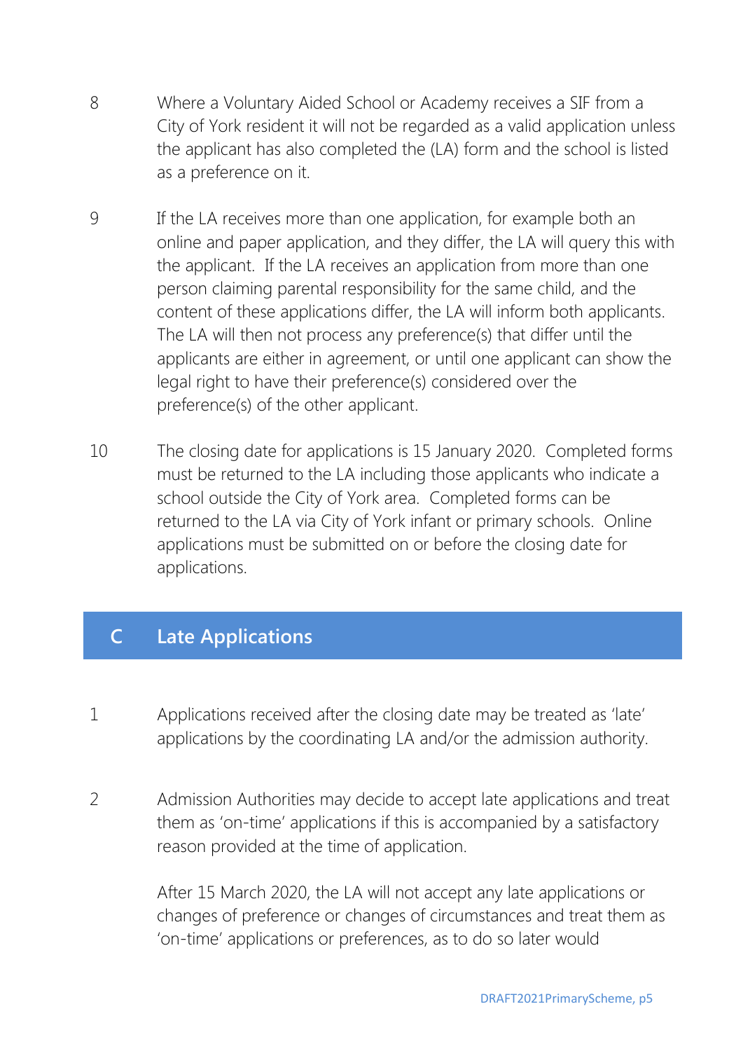8 Where a Voluntary Aided School or Academy receives a SIF from a City of York resident it will not be regarded as a valid application unless the applicant has also completed the (LA) form and the school is listed as a preference on it.

9 If the LA receives more than one application, for example both an online and paper application, and they differ, the LA will query this with the applicant. If the LA receives an application from more than one person claiming parental responsibility for the same child, and the content of these applications differ, the LA will inform both applicants. The LA will then not process any preference(s) that differ until the applicants are either in agreement, or until one applicant can show the legal right to have their preference(s) considered over the preference(s) of the other applicant.

10 The closing date for applications is 15 January 2020. Completed forms must be returned to the LA including those applicants who indicate a school outside the City of York area. Completed forms can be returned to the LA via City of York infant or primary schools. Online applications must be submitted on or before the closing date for applications.

## C Late Applications

1 Applications received after the closing date may be treated as 'late' applications by the coordinating LA and/or the admission authority.

2 Admission Authorities may decide to accept late applications and treat them as 'on-time' applications if this is accompanied by a satisfactory reason provided at the time of application.

After 15 March 2020, the LA will not accept any late applications or changes of preference or changes of circumstances and treat them as 'on-time' applications or preferences, as to do so later would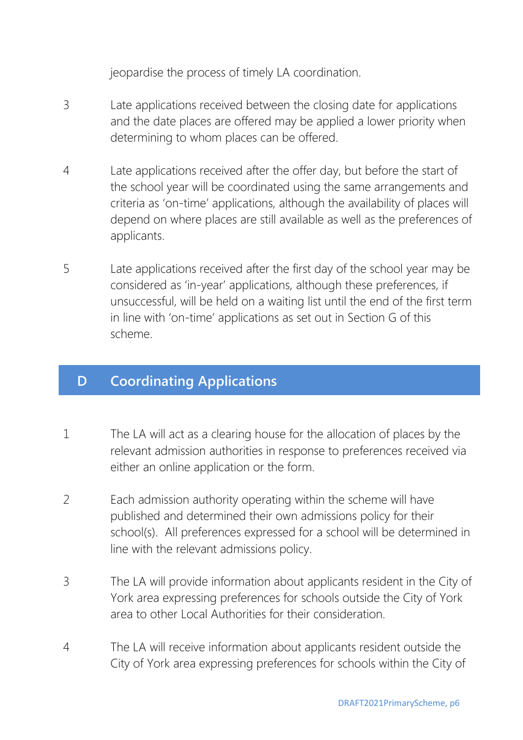jeopardise the process of timely LA coordination.

3 Late applications received between the closing date for applications and the date places are offered may be applied a lower priority when determining to whom places can be offered.

4 Late applications received after the offer day, but before the start of the school year will be coordinated using the same arrangements and criteria as 'on-time' applications, although the availability of places will depend on where places are still available as well as the preferences of applicants.

5 Late applications received after the first day of the school year may be considered as 'in-year' applications, although these preferences, if unsuccessful, will be held on a waiting list until the end of the first term in line with 'on-time' applications as set out in Section G of this scheme.

## D Coordinating Applications

1 The LA will act as a clearing house for the allocation of places by the relevant admission authorities in response to preferences received via either an online application or the form.

2 Each admission authority operating within the scheme will have published and determined their own admissions policy for their school(s). All preferences expressed for a school will be determined in line with the relevant admissions policy.

3 The LA will provide information about applicants resident in the City of York area expressing preferences for schools outside the City of York area to other Local Authorities for their consideration.

4 The LA will receive information about applicants resident outside the City of York area expressing preferences for schools within the City of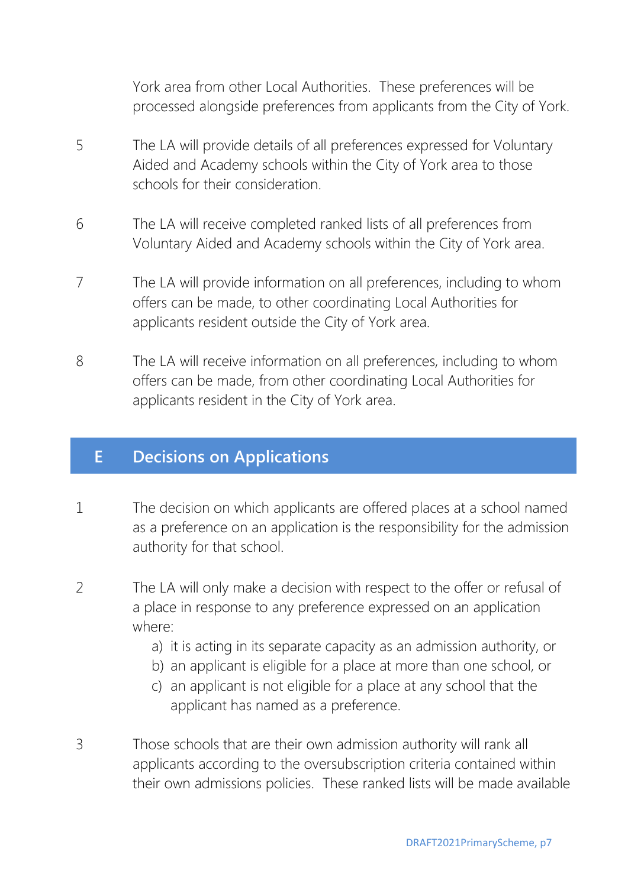York area from other Local Authorities. These preferences will be processed alongside preferences from applicants from the City of York.

5 The LA will provide details of all preferences expressed for Voluntary Aided and Academy schools within the City of York area to those schools for their consideration.

6 The LA will receive completed ranked lists of all preferences from Voluntary Aided and Academy schools within the City of York area.

7 The LA will provide information on all preferences, including to whom offers can be made, to other coordinating Local Authorities for applicants resident outside the City of York area.

8 The LA will receive information on all preferences, including to whom offers can be made, from other coordinating Local Authorities for applicants resident in the City of York area.

## E Decisions on Applications

1 The decision on which applicants are offered places at a school named as a preference on an application is the responsibility for the admission authority for that school.

2 The LA will only make a decision with respect to the offer or refusal of a place in response to any preference expressed on an application where:

a) it is acting in its separate capacity as an admission authority, or
b) an applicant is eligible for a place at more than one school, or
c) an applicant is not eligible for a place at any school that the applicant has named as a preference.

3 Those schools that are their own admission authority will rank all applicants according to the oversubscription criteria contained within their own admissions policies. These ranked lists will be made available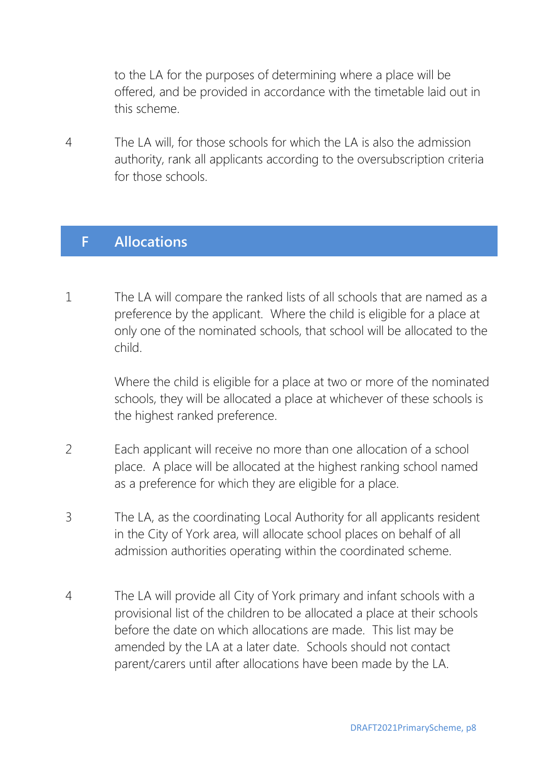to the LA for the purposes of determining where a place will be offered, and be provided in accordance with the timetable laid out in this scheme.

4 The LA will, for those schools for which the LA is also the admission authority, rank all applicants according to the oversubscription criteria for those schools.

## F Allocations

1 The LA will compare the ranked lists of all schools that are named as a preference by the applicant. Where the child is eligible for a place at only one of the nominated schools, that school will be allocated to the child.

Where the child is eligible for a place at two or more of the nominated schools, they will be allocated a place at whichever of these schools is the highest ranked preference.

2 Each applicant will receive no more than one allocation of a school place. A place will be allocated at the highest ranking school named as a preference for which they are eligible for a place.

3 The LA, as the coordinating Local Authority for all applicants resident in the City of York area, will allocate school places on behalf of all admission authorities operating within the coordinated scheme.

4 The LA will provide all City of York primary and infant schools with a provisional list of the children to be allocated a place at their schools before the date on which allocations are made. This list may be amended by the LA at a later date. Schools should not contact parent/carers until after allocations have been made by the LA.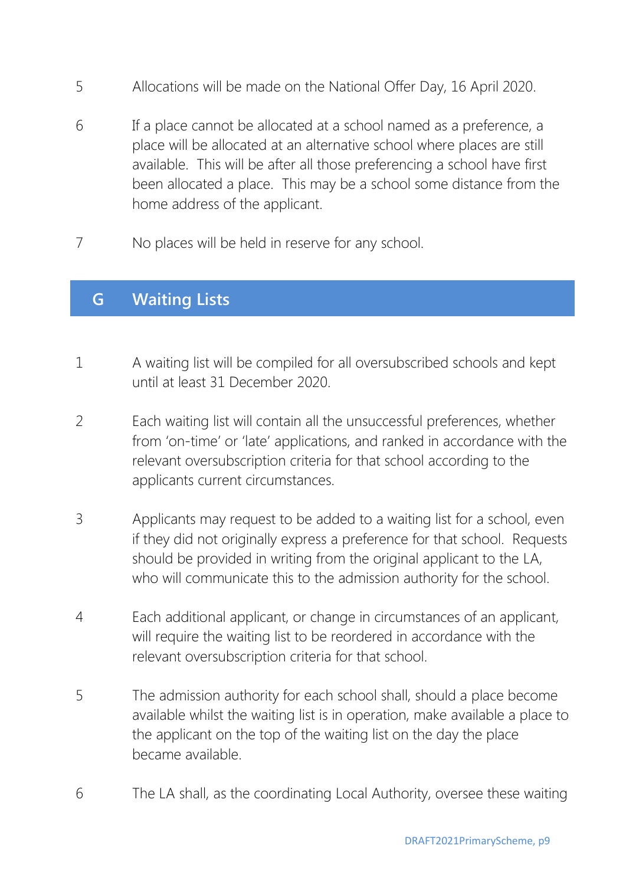5 Allocations will be made on the National Offer Day, 16 April 2020.

6 If a place cannot be allocated at a school named as a preference, a place will be allocated at an alternative school where places are still available. This will be after all those preferencing a school have first been allocated a place. This may be a school some distance from the home address of the applicant.

7 No places will be held in reserve for any school.

## G Waiting Lists

1 A waiting list will be compiled for all oversubscribed schools and kept until at least 31 December 2020.

2 Each waiting list will contain all the unsuccessful preferences, whether from 'on-time' or 'late' applications, and ranked in accordance with the relevant oversubscription criteria for that school according to the applicants current circumstances.

3 Applicants may request to be added to a waiting list for a school, even if they did not originally express a preference for that school. Requests should be provided in writing from the original applicant to the LA, who will communicate this to the admission authority for the school.

4 Each additional applicant, or change in circumstances of an applicant, will require the waiting list to be reordered in accordance with the relevant oversubscription criteria for that school.

5 The admission authority for each school shall, should a place become available whilst the waiting list is in operation, make available a place to the applicant on the top of the waiting list on the day the place became available.

6 The LA shall, as the coordinating Local Authority, oversee these waiting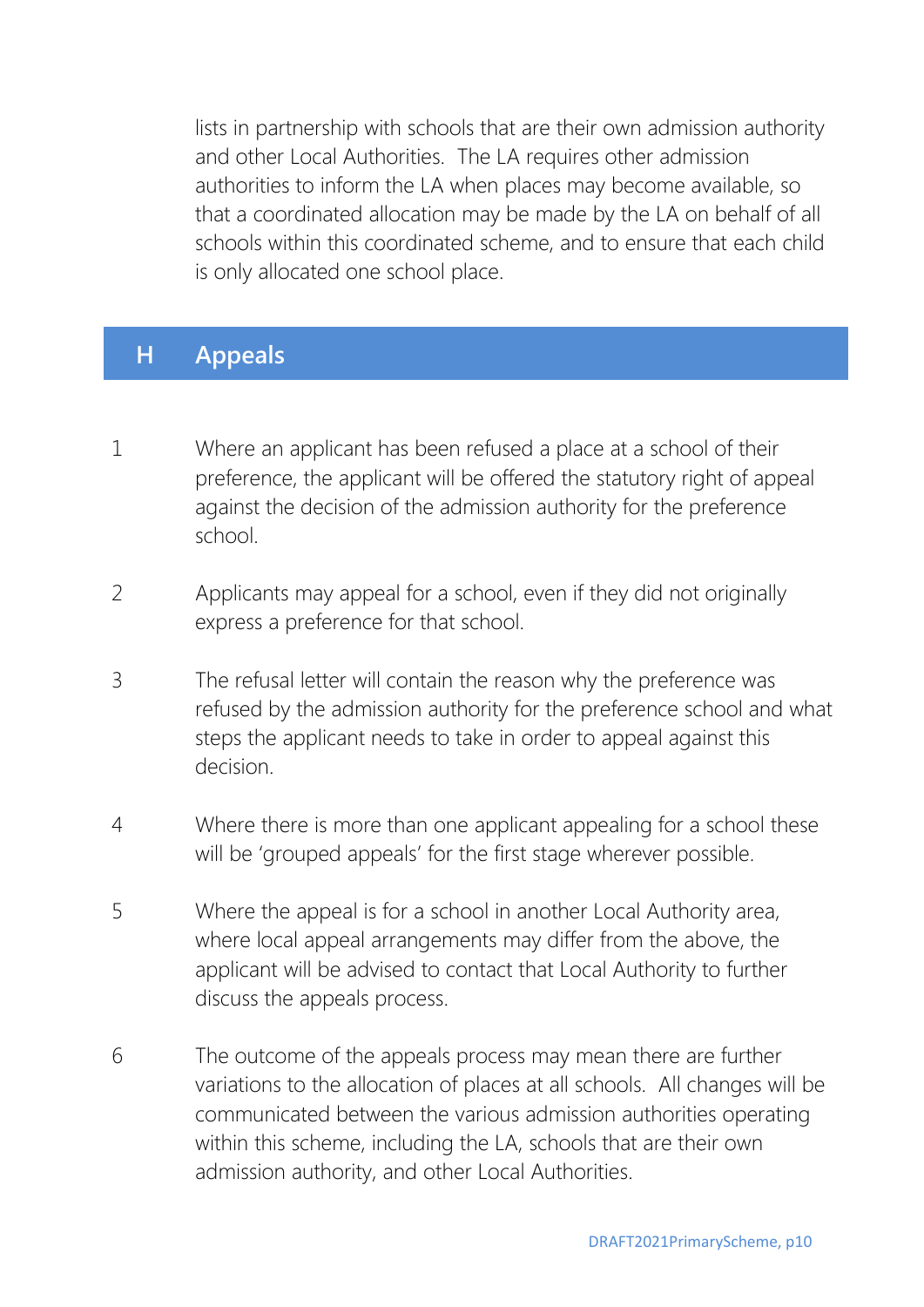lists in partnership with schools that are their own admission authority and other Local Authorities. The LA requires other admission authorities to inform the LA when places may become available, so that a coordinated allocation may be made by the LA on behalf of all schools within this coordinated scheme, and to ensure that each child is only allocated one school place.

## H Appeals

1. Where an applicant has been refused a place at a school of their preference, the applicant will be offered the statutory right of appeal against the decision of the admission authority for the preference school.

2. Applicants may appeal for a school, even if they did not originally express a preference for that school.

3. The refusal letter will contain the reason why the preference was refused by the admission authority for the preference school and what steps the applicant needs to take in order to appeal against this decision.

4. Where there is more than one applicant appealing for a school these will be 'grouped appeals' for the first stage wherever possible.

5. Where the appeal is for a school in another Local Authority area, where local appeal arrangements may differ from the above, the applicant will be advised to contact that Local Authority to further discuss the appeals process.

6. The outcome of the appeals process may mean there are further variations to the allocation of places at all schools. All changes will be communicated between the various admission authorities operating within this scheme, including the LA, schools that are their own admission authority, and other Local Authorities.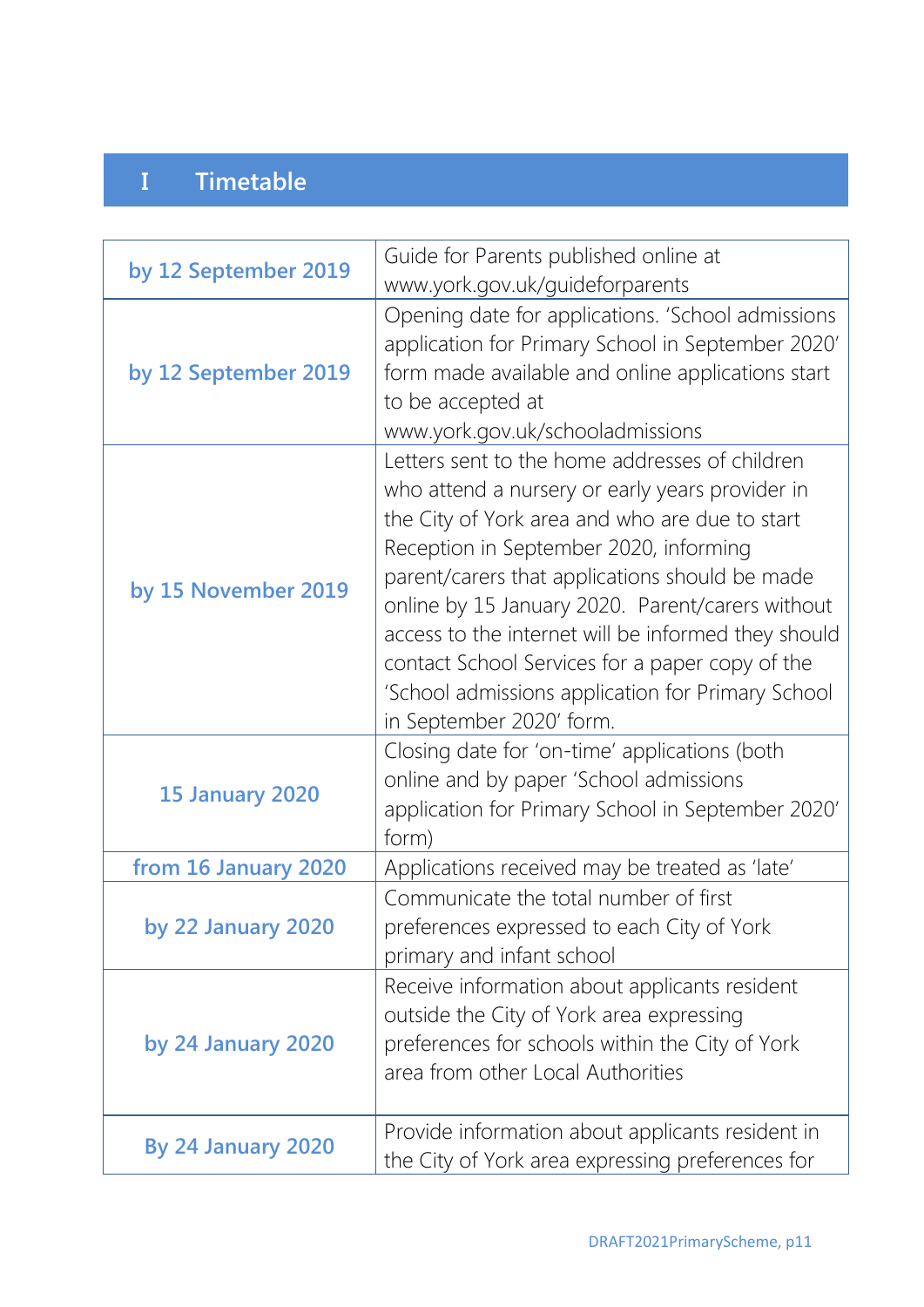# I Timetable

| | |
|---|---|
| by 12 September 2019 | Guide for Parents published online at www.york.gov.uk/guideforparents |
| by 12 September 2019 | Opening date for applications. 'School admissions application for Primary School in September 2020' form made available and online applications start to be accepted at www.york.gov.uk/schooladmissions |
| by 15 November 2019 | Letters sent to the home addresses of children who attend a nursery or early years provider in the City of York area and who are due to start Reception in September 2020, informing parent/carers that applications should be made online by 15 January 2020. Parent/carers without access to the internet will be informed they should contact School Services for a paper copy of the 'School admissions application for Primary School in September 2020' form. |
| 15 January 2020 | Closing date for 'on-time' applications (both online and by paper 'School admissions application for Primary School in September 2020' form) |
| from 16 January 2020 | Applications received may be treated as 'late' |
| by 22 January 2020 | Communicate the total number of first preferences expressed to each City of York primary and infant school |
| by 24 January 2020 | Receive information about applicants resident outside the City of York area expressing preferences for schools within the City of York area from other Local Authorities |
| By 24 January 2020 | Provide information about applicants resident in the City of York area expressing preferences for |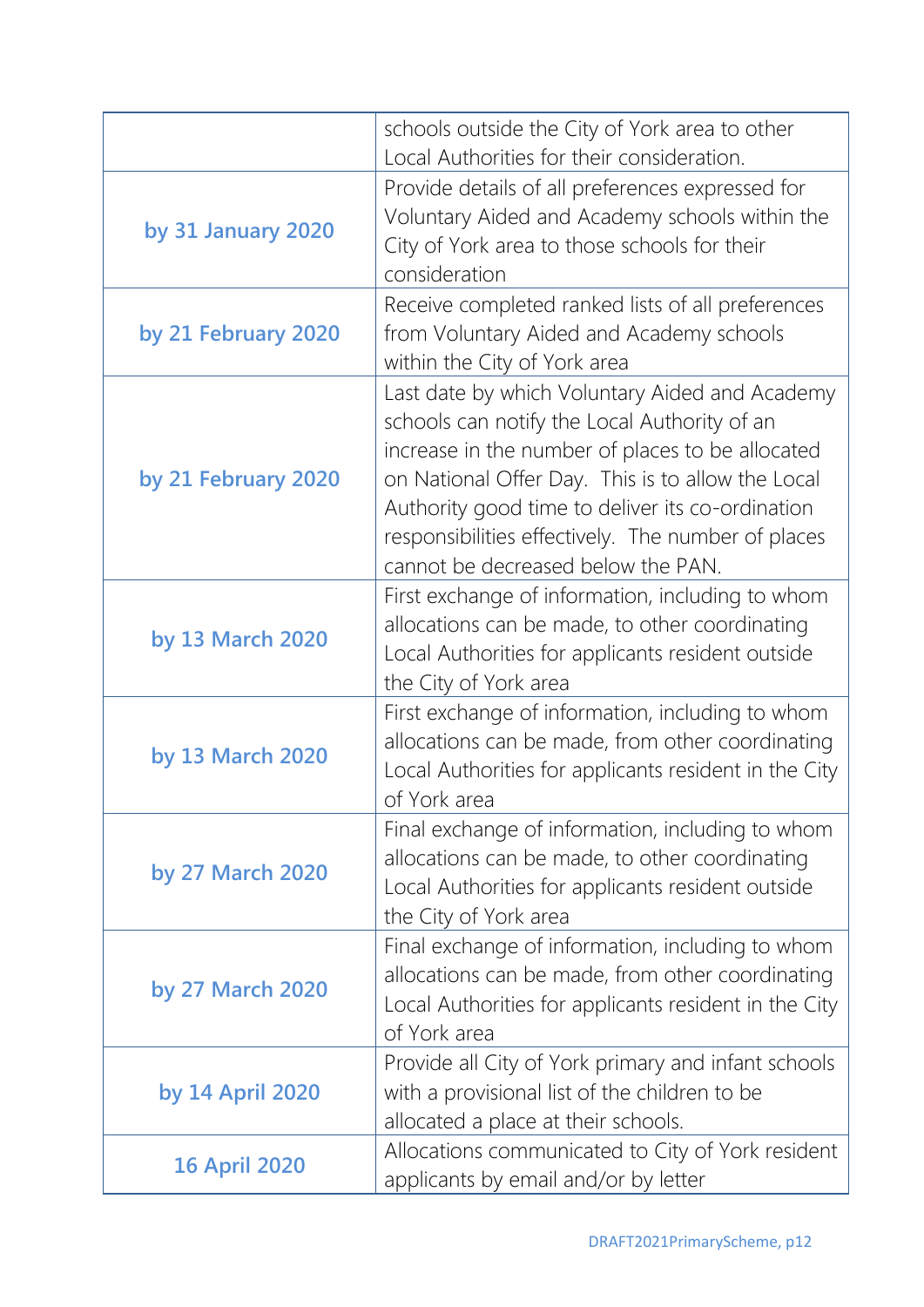| | |
|---|---|
| | schools outside the City of York area to other Local Authorities for their consideration. |
| **by 31 January 2020** | Provide details of all preferences expressed for Voluntary Aided and Academy schools within the City of York area to those schools for their consideration |
| **by 21 February 2020** | Receive completed ranked lists of all preferences from Voluntary Aided and Academy schools within the City of York area |
| **by 21 February 2020** | Last date by which Voluntary Aided and Academy schools can notify the Local Authority of an increase in the number of places to be allocated on National Offer Day. This is to allow the Local Authority good time to deliver its co-ordination responsibilities effectively. The number of places cannot be decreased below the PAN. |
| **by 13 March 2020** | First exchange of information, including to whom allocations can be made, to other coordinating Local Authorities for applicants resident outside the City of York area |
| **by 13 March 2020** | First exchange of information, including to whom allocations can be made, from other coordinating Local Authorities for applicants resident in the City of York area |
| **by 27 March 2020** | Final exchange of information, including to whom allocations can be made, to other coordinating Local Authorities for applicants resident outside the City of York area |
| **by 27 March 2020** | Final exchange of information, including to whom allocations can be made, from other coordinating Local Authorities for applicants resident in the City of York area |
| **by 14 April 2020** | Provide all City of York primary and infant schools with a provisional list of the children to be allocated a place at their schools. |
| **16 April 2020** | Allocations communicated to City of York resident applicants by email and/or by letter |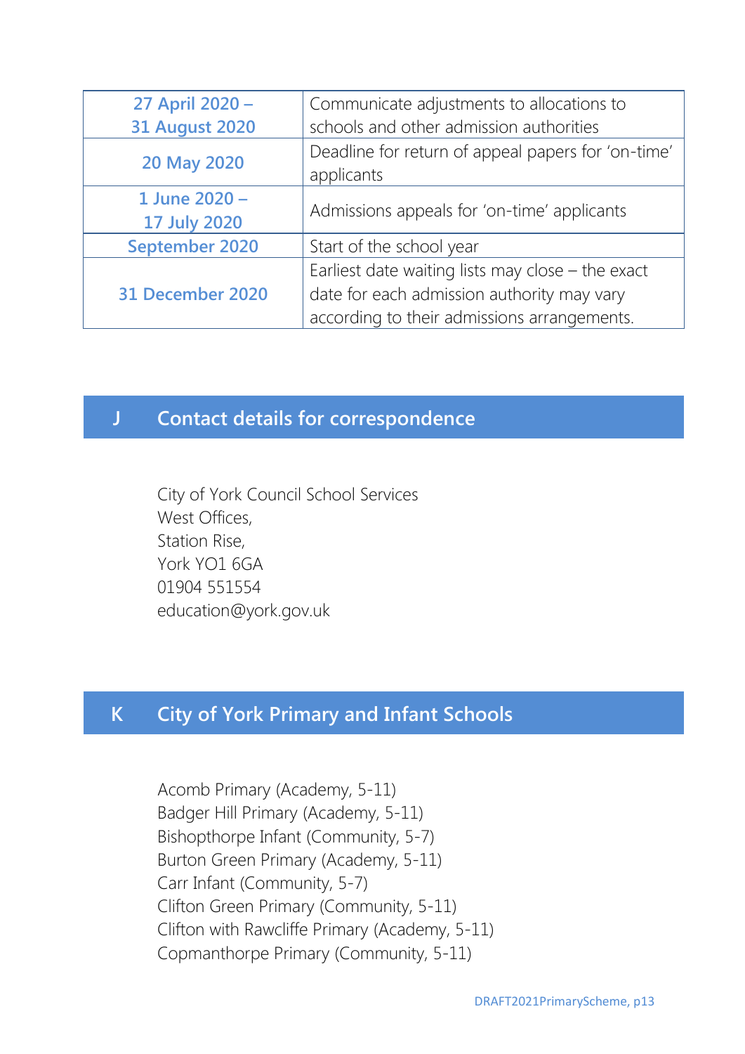| | |
|---|---|
| **27 April 2020 – 31 August 2020** | Communicate adjustments to allocations to schools and other admission authorities |
| **20 May 2020** | Deadline for return of appeal papers for 'on-time' applicants |
| **1 June 2020 – 17 July 2020** | Admissions appeals for 'on-time' applicants |
| **September 2020** | Start of the school year |
| **31 December 2020** | Earliest date waiting lists may close – the exact date for each admission authority may vary according to their admissions arrangements. |

## J Contact details for correspondence

City of York Council School Services
West Offices,
Station Rise,
York YO1 6GA
01904 551554
education@york.gov.uk

## K City of York Primary and Infant Schools

Acomb Primary (Academy, 5-11)
Badger Hill Primary (Academy, 5-11)
Bishopthorpe Infant (Community, 5-7)
Burton Green Primary (Academy, 5-11)
Carr Infant (Community, 5-7)
Clifton Green Primary (Community, 5-11)
Clifton with Rawcliffe Primary (Academy, 5-11)
Copmanthorpe Primary (Community, 5-11)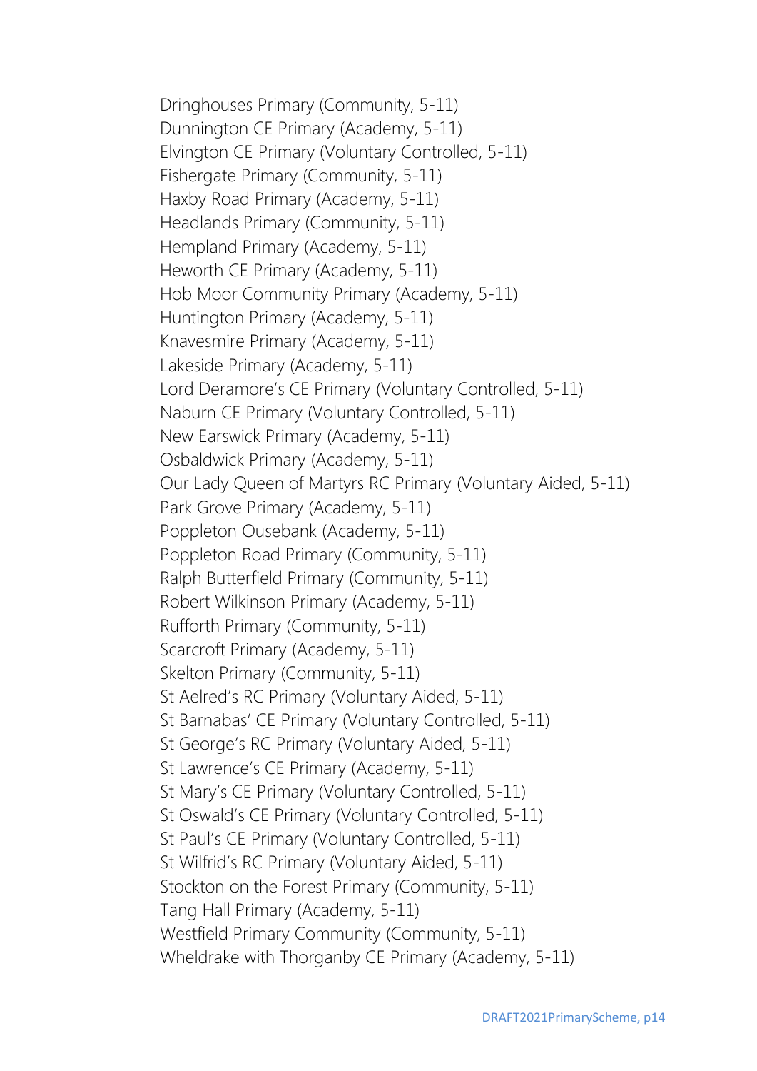Dringhouses Primary (Community, 5-11)
Dunnington CE Primary (Academy, 5-11)
Elvington CE Primary (Voluntary Controlled, 5-11)
Fishergate Primary (Community, 5-11)
Haxby Road Primary (Academy, 5-11)
Headlands Primary (Community, 5-11)
Hempland Primary (Academy, 5-11)
Heworth CE Primary (Academy, 5-11)
Hob Moor Community Primary (Academy, 5-11)
Huntington Primary (Academy, 5-11)
Knavesmire Primary (Academy, 5-11)
Lakeside Primary (Academy, 5-11)
Lord Deramore's CE Primary (Voluntary Controlled, 5-11)
Naburn CE Primary (Voluntary Controlled, 5-11)
New Earswick Primary (Academy, 5-11)
Osbaldwick Primary (Academy, 5-11)
Our Lady Queen of Martyrs RC Primary (Voluntary Aided, 5-11)
Park Grove Primary (Academy, 5-11)
Poppleton Ousebank (Academy, 5-11)
Poppleton Road Primary (Community, 5-11)
Ralph Butterfield Primary (Community, 5-11)
Robert Wilkinson Primary (Academy, 5-11)
Rufforth Primary (Community, 5-11)
Scarcroft Primary (Academy, 5-11)
Skelton Primary (Community, 5-11)
St Aelred's RC Primary (Voluntary Aided, 5-11)
St Barnabas' CE Primary (Voluntary Controlled, 5-11)
St George's RC Primary (Voluntary Aided, 5-11)
St Lawrence's CE Primary (Academy, 5-11)
St Mary's CE Primary (Voluntary Controlled, 5-11)
St Oswald's CE Primary (Voluntary Controlled, 5-11)
St Paul's CE Primary (Voluntary Controlled, 5-11)
St Wilfrid's RC Primary (Voluntary Aided, 5-11)
Stockton on the Forest Primary (Community, 5-11)
Tang Hall Primary (Academy, 5-11)
Westfield Primary Community (Community, 5-11)
Wheldrake with Thorganby CE Primary (Academy, 5-11)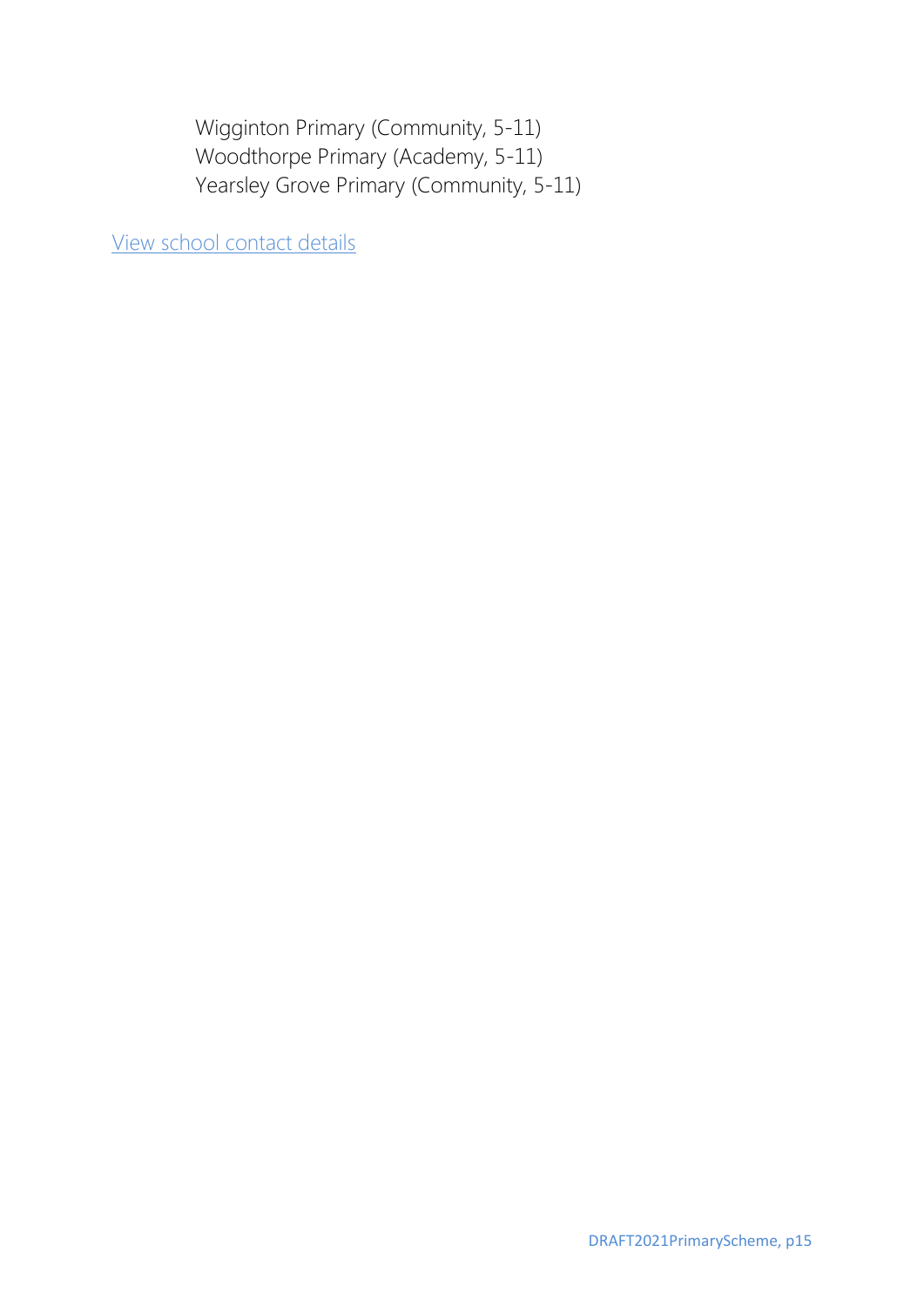Wigginton Primary (Community, 5-11)
Woodthorpe Primary (Academy, 5-11)
Yearsley Grove Primary (Community, 5-11)

View school contact details